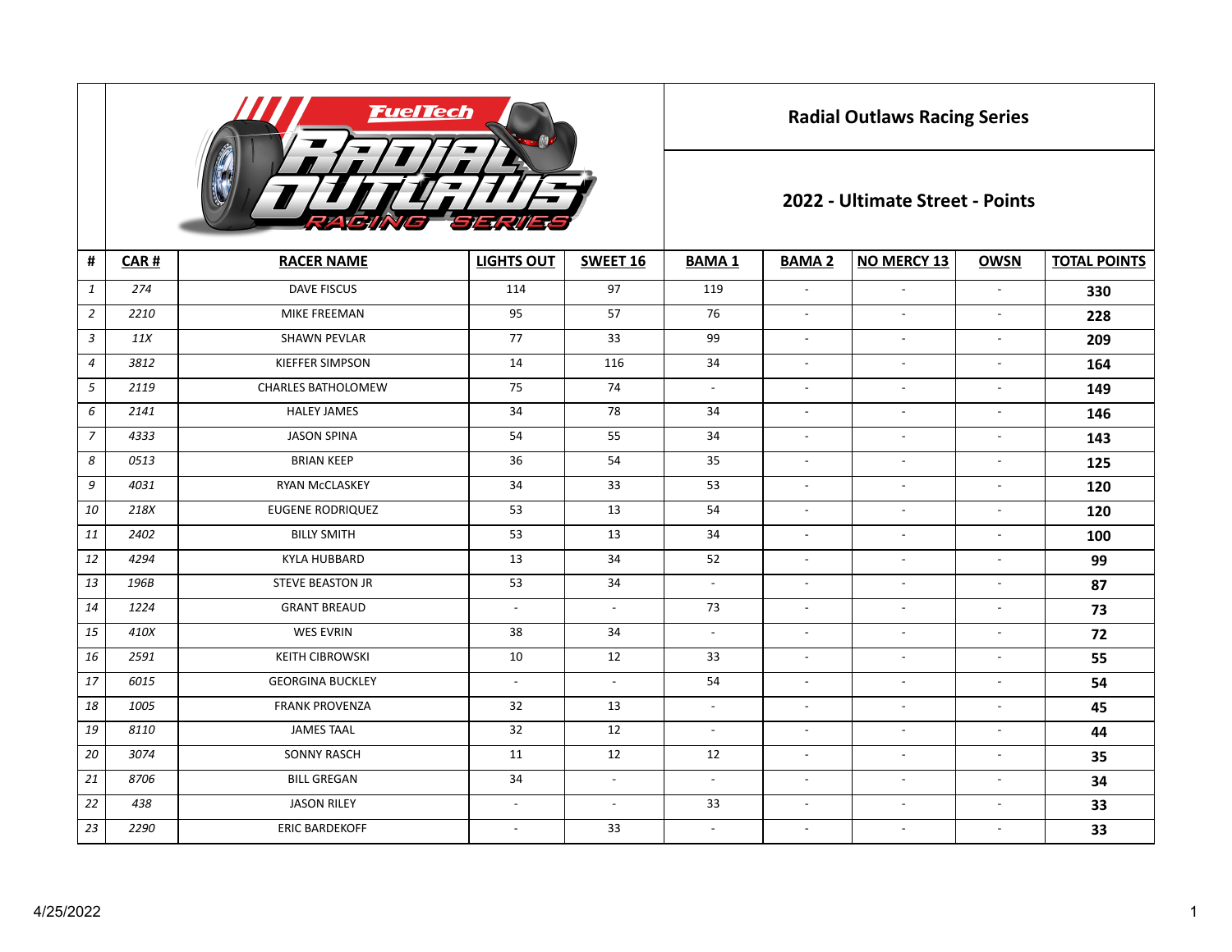# Radial Outlaws Racing Series

## 2022 - Ultimate Street - Points

| # | CAR # | RACER NAME | LIGHTS OUT | SWEET 16 | BAMA 1 | BAMA 2 | NO MERCY 13 | OWSN | TOTAL POINTS |
|---|---|---|---|---|---|---|---|---|---|
| 1 | 274 | DAVE FISCUS | 114 | 97 | 119 | - | - | - | **330** |
| 2 | 2210 | MIKE FREEMAN | 95 | 57 | 76 | - | - | - | **228** |
| 3 | 11X | SHAWN PEVLAR | 77 | 33 | 99 | - | - | - | **209** |
| 4 | 3812 | KIEFFER SIMPSON | 14 | 116 | 34 | - | - | - | **164** |
| 5 | 2119 | CHARLES BATHOLOMEW | 75 | 74 | - | - | - | - | **149** |
| 6 | 2141 | HALEY JAMES | 34 | 78 | 34 | - | - | - | **146** |
| 7 | 4333 | JASON SPINA | 54 | 55 | 34 | - | - | - | **143** |
| 8 | 0513 | BRIAN KEEP | 36 | 54 | 35 | - | - | - | **125** |
| 9 | 4031 | RYAN McCLASKEY | 34 | 33 | 53 | - | - | - | **120** |
| 10 | 218X | EUGENE RODRIQUEZ | 53 | 13 | 54 | - | - | - | **120** |
| 11 | 2402 | BILLY SMITH | 53 | 13 | 34 | - | - | - | **100** |
| 12 | 4294 | KYLA HUBBARD | 13 | 34 | 52 | - | - | - | **99** |
| 13 | 196B | STEVE BEASTON JR | 53 | 34 | - | - | - | - | **87** |
| 14 | 1224 | GRANT BREAUD | - | - | 73 | - | - | - | **73** |
| 15 | 410X | WES EVRIN | 38 | 34 | - | - | - | - | **72** |
| 16 | 2591 | KEITH CIBROWSKI | 10 | 12 | 33 | - | - | - | **55** |
| 17 | 6015 | GEORGINA BUCKLEY | - | - | 54 | - | - | - | **54** |
| 18 | 1005 | FRANK PROVENZA | 32 | 13 | - | - | - | - | **45** |
| 19 | 8110 | JAMES TAAL | 32 | 12 | - | - | - | - | **44** |
| 20 | 3074 | SONNY RASCH | 11 | 12 | 12 | - | - | - | **35** |
| 21 | 8706 | BILL GREGAN | 34 | - | - | - | - | - | **34** |
| 22 | 438 | JASON RILEY | - | - | 33 | - | - | - | **33** |
| 23 | 2290 | ERIC BARDEKOFF | - | 33 | - | - | - | - | **33** |

4/25/2022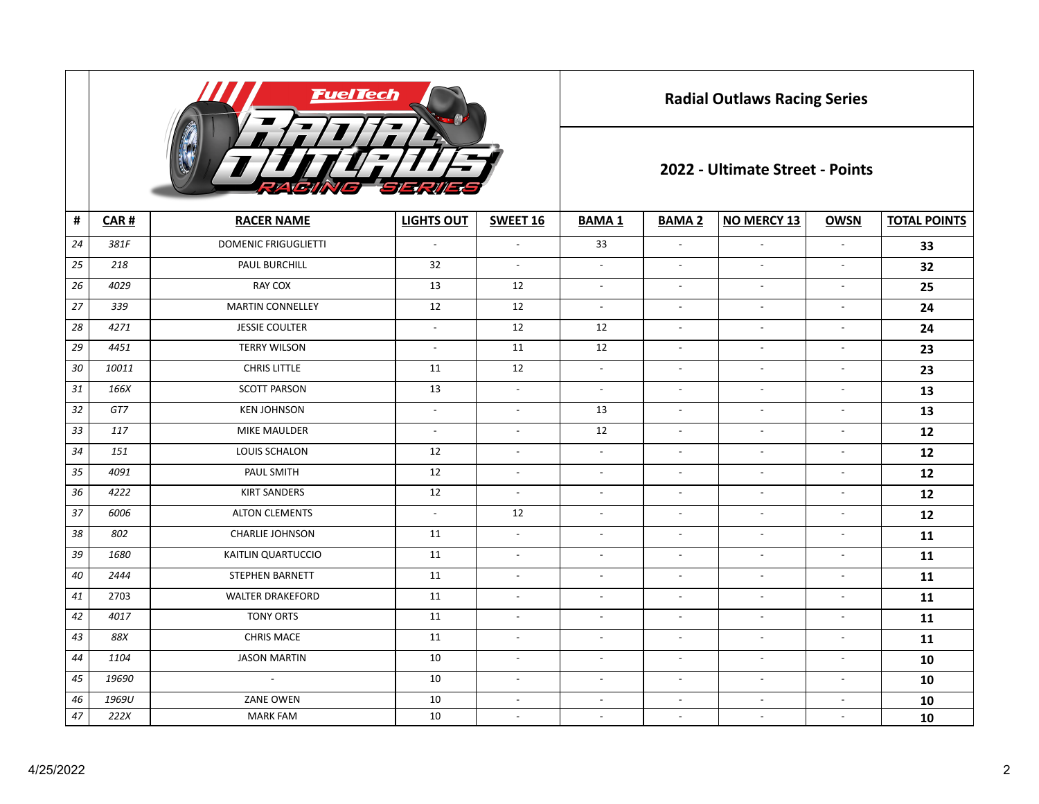## Radial Outlaws Racing Series

## 2022 - Ultimate Street - Points

| # | CAR # | RACER NAME | LIGHTS OUT | SWEET 16 | BAMA 1 | BAMA 2 | NO MERCY 13 | OWSN | TOTAL POINTS |
|---|---|---|---|---|---|---|---|---|---|
| 24 | 381F | DOMENIC FRIGUGLIETTI | - | - | 33 | - | - | - | **33** |
| 25 | 218 | PAUL BURCHILL | 32 | - | - | - | - | - | **32** |
| 26 | 4029 | RAY COX | 13 | 12 | - | - | - | - | **25** |
| 27 | 339 | MARTIN CONNELLEY | 12 | 12 | - | - | - | - | **24** |
| 28 | 4271 | JESSIE COULTER | - | 12 | 12 | - | - | - | **24** |
| 29 | 4451 | TERRY WILSON | - | 11 | 12 | - | - | - | **23** |
| 30 | 10011 | CHRIS LITTLE | 11 | 12 | - | - | - | - | **23** |
| 31 | 166X | SCOTT PARSON | 13 | - | - | - | - | - | **13** |
| 32 | GT7 | KEN JOHNSON | - | - | 13 | - | - | - | **13** |
| 33 | 117 | MIKE MAULDER | - | - | 12 | - | - | - | **12** |
| 34 | 151 | LOUIS SCHALON | 12 | - | - | - | - | - | **12** |
| 35 | 4091 | PAUL SMITH | 12 | - | - | - | - | - | **12** |
| 36 | 4222 | KIRT SANDERS | 12 | - | - | - | - | - | **12** |
| 37 | 6006 | ALTON CLEMENTS | - | 12 | - | - | - | - | **12** |
| 38 | 802 | CHARLIE JOHNSON | 11 | - | - | - | - | - | **11** |
| 39 | 1680 | KAITLIN QUARTUCCIO | 11 | - | - | - | - | - | **11** |
| 40 | 2444 | STEPHEN BARNETT | 11 | - | - | - | - | - | **11** |
| 41 | 2703 | WALTER DRAKEFORD | 11 | - | - | - | - | - | **11** |
| 42 | 4017 | TONY ORTS | 11 | - | - | - | - | - | **11** |
| 43 | 88X | CHRIS MACE | 11 | - | - | - | - | - | **11** |
| 44 | 1104 | JASON MARTIN | 10 | - | - | - | - | - | **10** |
| 45 | 19690 | - | 10 | - | - | - | - | - | **10** |
| 46 | 1969U | ZANE OWEN | 10 | - | - | - | - | - | **10** |
| 47 | 222X | MARK FAM | 10 | - | - | - | - | - | **10** |

4/25/2022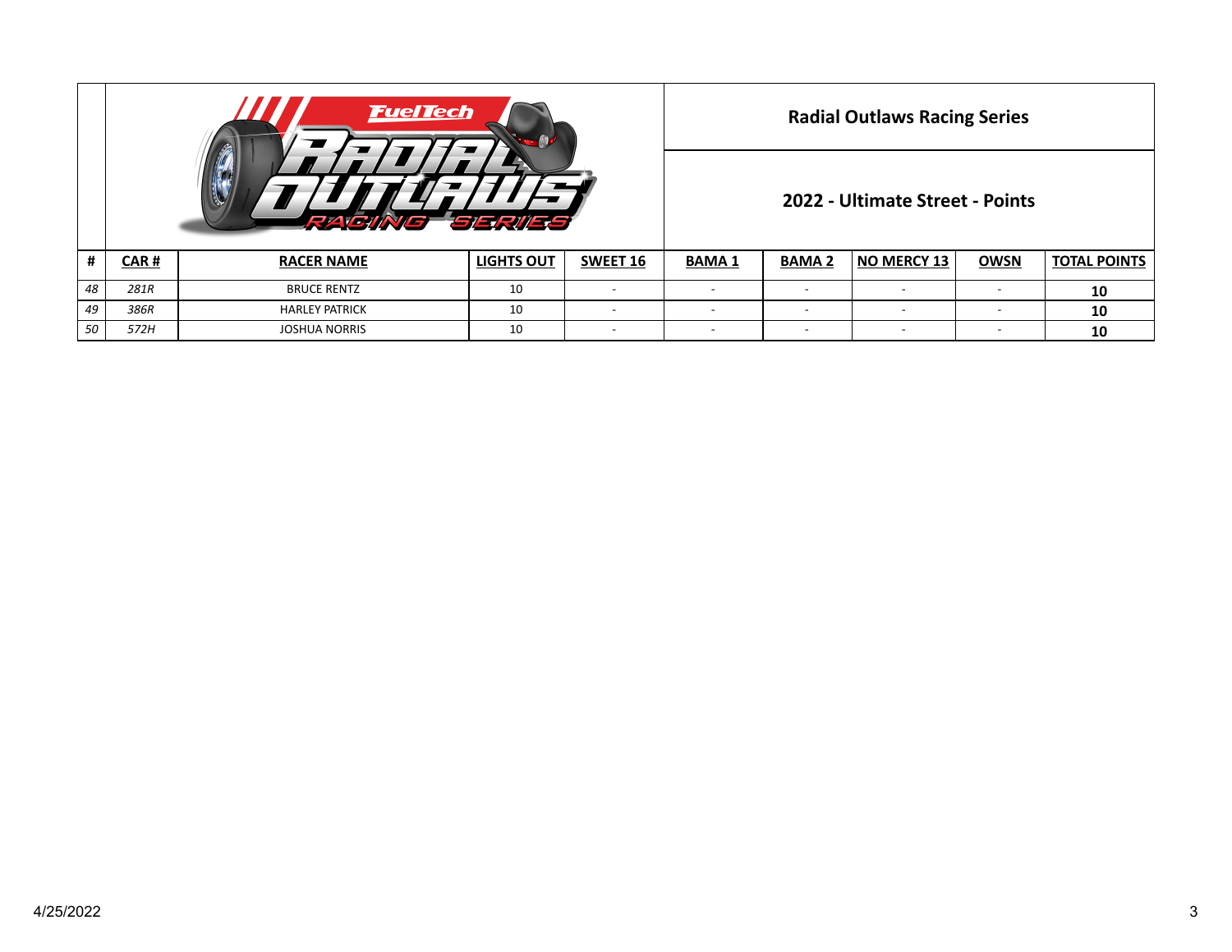## Radial Outlaws Racing Series

## 2022 - Ultimate Street - Points

| # | CAR # | RACER NAME | LIGHTS OUT | SWEET 16 | BAMA 1 | BAMA 2 | NO MERCY 13 | OWSN | TOTAL POINTS |
|---|---|---|---|---|---|---|---|---|---|
| *48* | *281R* | BRUCE RENTZ | 10 | - | - | - | - | - | **10** |
| *49* | *386R* | HARLEY PATRICK | 10 | - | - | - | - | - | **10** |
| *50* | *572H* | JOSHUA NORRIS | 10 | - | - | - | - | - | **10** |

4/25/2022